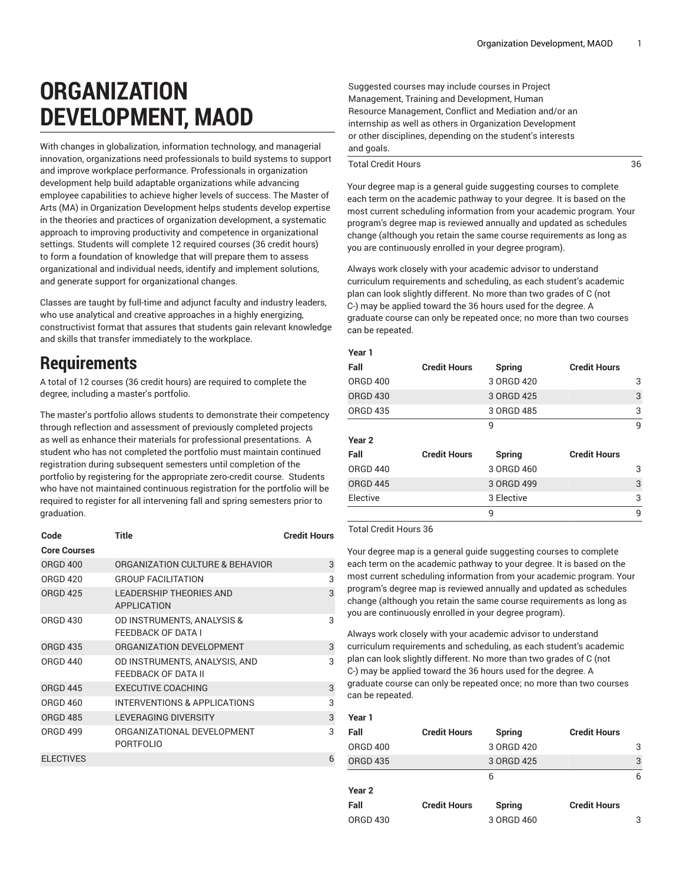# ORGANIZATION DEVELOPMENT, MAOD

With changes in globalization, information technology, and managerial innovation, organizations need professionals to build systems to support and improve workplace performance. Professionals in organization development help build adaptable organizations while advancing employee capabilities to achieve higher levels of success. The Master of Arts (MA) in Organization Development helps students develop expertise in the theories and practices of organization development, a systematic approach to improving productivity and competence in organizational settings. Students will complete 12 required courses (36 credit hours) to form a foundation of knowledge that will prepare them to assess organizational and individual needs, identify and implement solutions, and generate support for organizational changes.

Classes are taught by full-time and adjunct faculty and industry leaders, who use analytical and creative approaches in a highly energizing, constructivist format that assures that students gain relevant knowledge and skills that transfer immediately to the workplace.

## Requirements

A total of 12 courses (36 credit hours) are required to complete the degree, including a master's portfolio.

The master's portfolio allows students to demonstrate their competency through reflection and assessment of previously completed projects as well as enhance their materials for professional presentations. A student who has not completed the portfolio must maintain continued registration during subsequent semesters until completion of the portfolio by registering for the appropriate zero-credit course. Students who have not maintained continuous registration for the portfolio will be required to register for all intervening fall and spring semesters prior to graduation.

| Code | Title | Credit Hours |
|---|---|---|
| **Core Courses** | | |
| ORGD 400 | ORGANIZATION CULTURE & BEHAVIOR | 3 |
| ORGD 420 | GROUP FACILITATION | 3 |
| ORGD 425 | LEADERSHIP THEORIES AND APPLICATION | 3 |
| ORGD 430 | OD INSTRUMENTS, ANALYSIS & FEEDBACK OF DATA I | 3 |
| ORGD 435 | ORGANIZATION DEVELOPMENT | 3 |
| ORGD 440 | OD INSTRUMENTS, ANALYSIS, AND FEEDBACK OF DATA II | 3 |
| ORGD 445 | EXECUTIVE COACHING | 3 |
| ORGD 460 | INTERVENTIONS & APPLICATIONS | 3 |
| ORGD 485 | LEVERAGING DIVERSITY | 3 |
| ORGD 499 | ORGANIZATIONAL DEVELOPMENT PORTFOLIO | 3 |
| ELECTIVES | | 6 |
| Suggested courses may include courses in Project Management, Training and Development, Human Resource Management, Conflict and Mediation and/or an internship as well as others in Organization Development or other disciplines, depending on the student's interests and goals. | | |
| Total Credit Hours | | 36 |

Your degree map is a general guide suggesting courses to complete each term on the academic pathway to your degree. It is based on the most current scheduling information from your academic program. Your program's degree map is reviewed annually and updated as schedules change (although you retain the same course requirements as long as you are continuously enrolled in your degree program).

Always work closely with your academic advisor to understand curriculum requirements and scheduling, as each student's academic plan can look slightly different. No more than two grades of C (not C-) may be applied toward the 36 hours used for the degree. A graduate course can only be repeated once; no more than two courses can be repeated.

| Year 1 | | | |
|---|---|---|---|
| **Fall** | **Credit Hours** | **Spring** | **Credit Hours** |
| ORGD 400 | 3 | ORGD 420 | 3 |
| ORGD 430 | 3 | ORGD 425 | 3 |
| ORGD 435 | 3 | ORGD 485 | 3 |
| | 9 | | 9 |
| **Year 2** | | | |
| **Fall** | **Credit Hours** | **Spring** | **Credit Hours** |
| ORGD 440 | 3 | ORGD 460 | 3 |
| ORGD 445 | 3 | ORGD 499 | 3 |
| Elective | 3 | Elective | 3 |
| | 9 | | 9 |

Total Credit Hours 36

Your degree map is a general guide suggesting courses to complete each term on the academic pathway to your degree. It is based on the most current scheduling information from your academic program. Your program's degree map is reviewed annually and updated as schedules change (although you retain the same course requirements as long as you are continuously enrolled in your degree program).

Always work closely with your academic advisor to understand curriculum requirements and scheduling, as each student's academic plan can look slightly different. No more than two grades of C (not C-) may be applied toward the 36 hours used for the degree. A graduate course can only be repeated once; no more than two courses can be repeated.

| Year 1 | | | |
|---|---|---|---|
| **Fall** | **Credit Hours** | **Spring** | **Credit Hours** |
| ORGD 400 | 3 | ORGD 420 | 3 |
| ORGD 435 | 3 | ORGD 425 | 3 |
| | 6 | | 6 |
| **Year 2** | | | |
| **Fall** | **Credit Hours** | **Spring** | **Credit Hours** |
| ORGD 430 | 3 | ORGD 460 | 3 |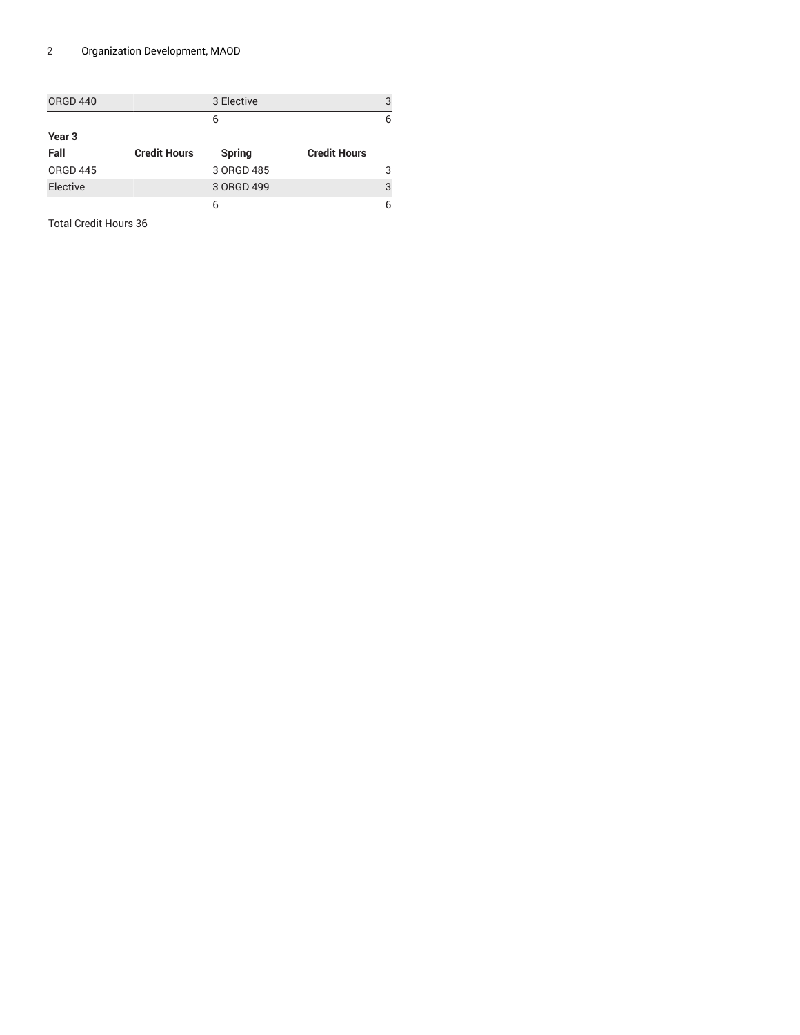| | | | |
|---|---|---|---|
| ORGD 440 | 3 | Elective | 3 |
| | 6 | | 6 |
| **Year 3** | | | |
| **Fall** | **Credit Hours** | **Spring** | **Credit Hours** |
| ORGD 445 | 3 | ORGD 485 | 3 |
| Elective | 3 | ORGD 499 | 3 |
| | 6 | | 6 |

Total Credit Hours 36